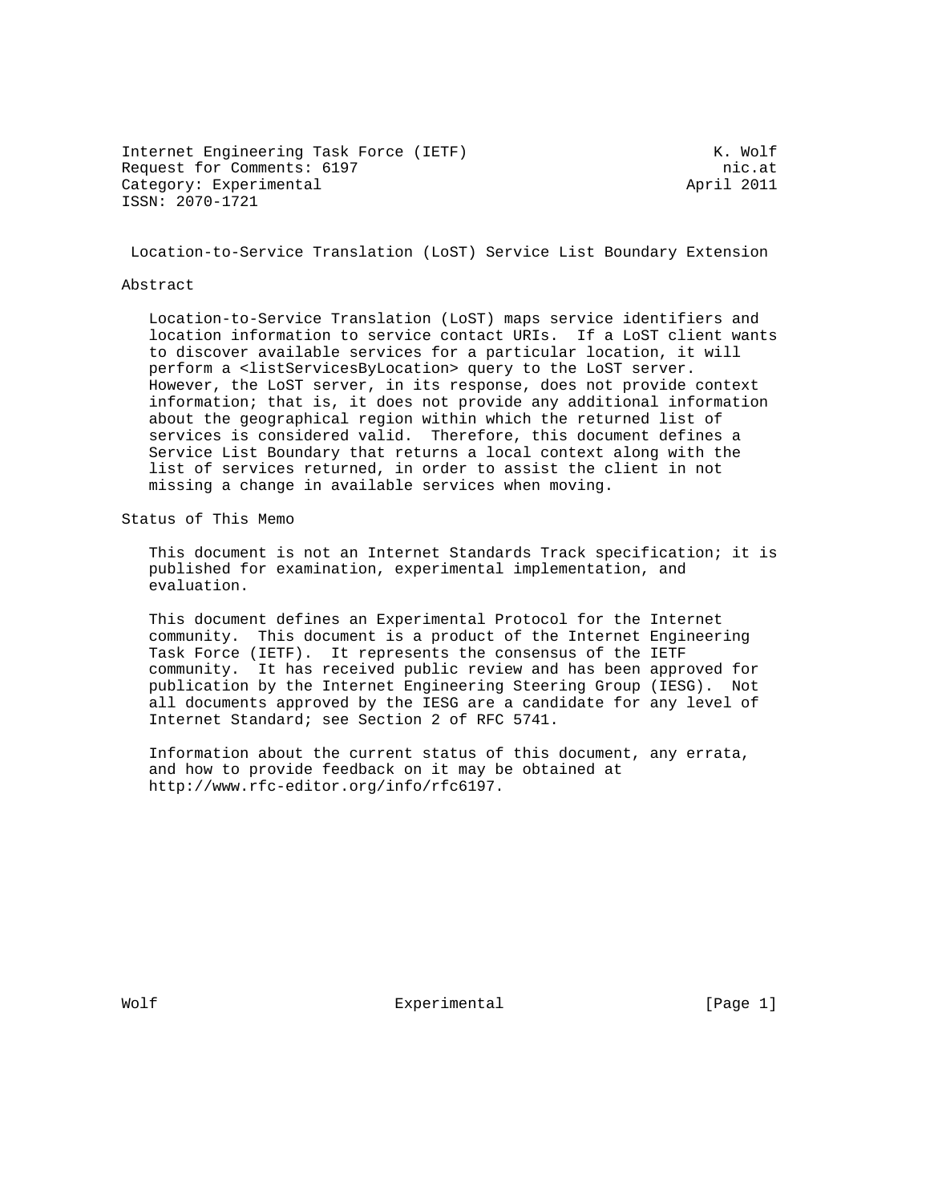Internet Engineering Task Force (IETF) K. Wolf
Request for Comments: 6197 nic.at
Category: Experimental April 2011
ISSN: 2070-1721

# Location-to-Service Translation (LoST) Service List Boundary Extension

## Abstract

Location-to-Service Translation (LoST) maps service identifiers and location information to service contact URIs. If a LoST client wants to discover available services for a particular location, it will perform a <listServicesByLocation> query to the LoST server. However, the LoST server, in its response, does not provide context information; that is, it does not provide any additional information about the geographical region within which the returned list of services is considered valid. Therefore, this document defines a Service List Boundary that returns a local context along with the list of services returned, in order to assist the client in not missing a change in available services when moving.

## Status of This Memo

This document is not an Internet Standards Track specification; it is published for examination, experimental implementation, and evaluation.

This document defines an Experimental Protocol for the Internet community. This document is a product of the Internet Engineering Task Force (IETF). It represents the consensus of the IETF community. It has received public review and has been approved for publication by the Internet Engineering Steering Group (IESG). Not all documents approved by the IESG are a candidate for any level of Internet Standard; see Section 2 of RFC 5741.

Information about the current status of this document, any errata, and how to provide feedback on it may be obtained at http://www.rfc-editor.org/info/rfc6197.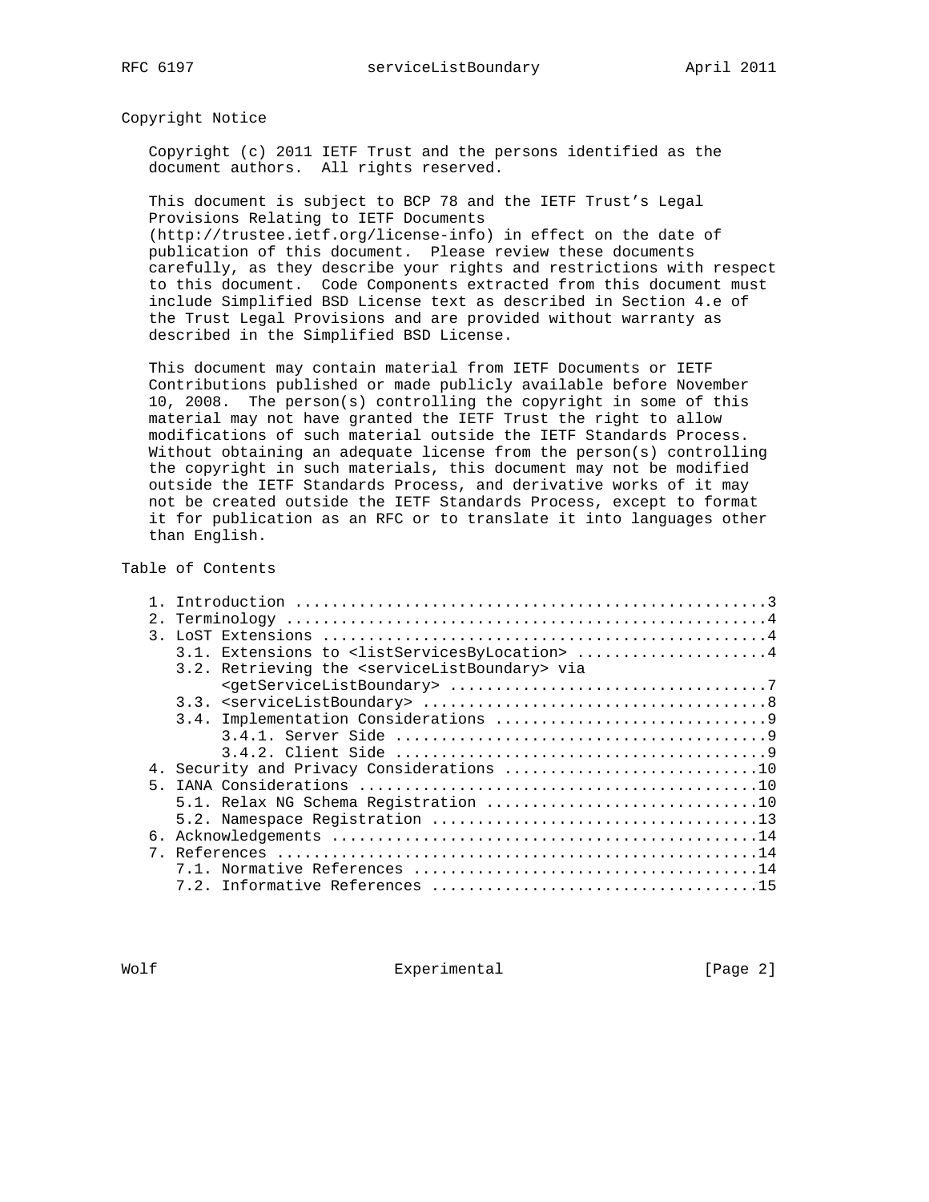## Copyright Notice

Copyright (c) 2011 IETF Trust and the persons identified as the document authors. All rights reserved.

This document is subject to BCP 78 and the IETF Trust's Legal Provisions Relating to IETF Documents (http://trustee.ietf.org/license-info) in effect on the date of publication of this document. Please review these documents carefully, as they describe your rights and restrictions with respect to this document. Code Components extracted from this document must include Simplified BSD License text as described in Section 4.e of the Trust Legal Provisions and are provided without warranty as described in the Simplified BSD License.

This document may contain material from IETF Documents or IETF Contributions published or made publicly available before November 10, 2008. The person(s) controlling the copyright in some of this material may not have granted the IETF Trust the right to allow modifications of such material outside the IETF Standards Process. Without obtaining an adequate license from the person(s) controlling the copyright in such materials, this document may not be modified outside the IETF Standards Process, and derivative works of it may not be created outside the IETF Standards Process, except to format it for publication as an RFC or to translate it into languages other than English.

## Table of Contents

```
   1. Introduction ....................................................3
   2. Terminology .....................................................4
   3. LoST Extensions .................................................4
      3.1. Extensions to <listServicesByLocation> .....................4
      3.2. Retrieving the <serviceListBoundary> via
           <getServiceListBoundary> ...................................7
      3.3. <serviceListBoundary> ......................................8
      3.4. Implementation Considerations ..............................9
           3.4.1. Server Side .........................................9
           3.4.2. Client Side .........................................9
   4. Security and Privacy Considerations ............................10
   5. IANA Considerations ............................................10
      5.1. Relax NG Schema Registration ..............................10
      5.2. Namespace Registration ....................................13
   6. Acknowledgements ...............................................14
   7. References .....................................................14
      7.1. Normative References ......................................14
      7.2. Informative References ....................................15
```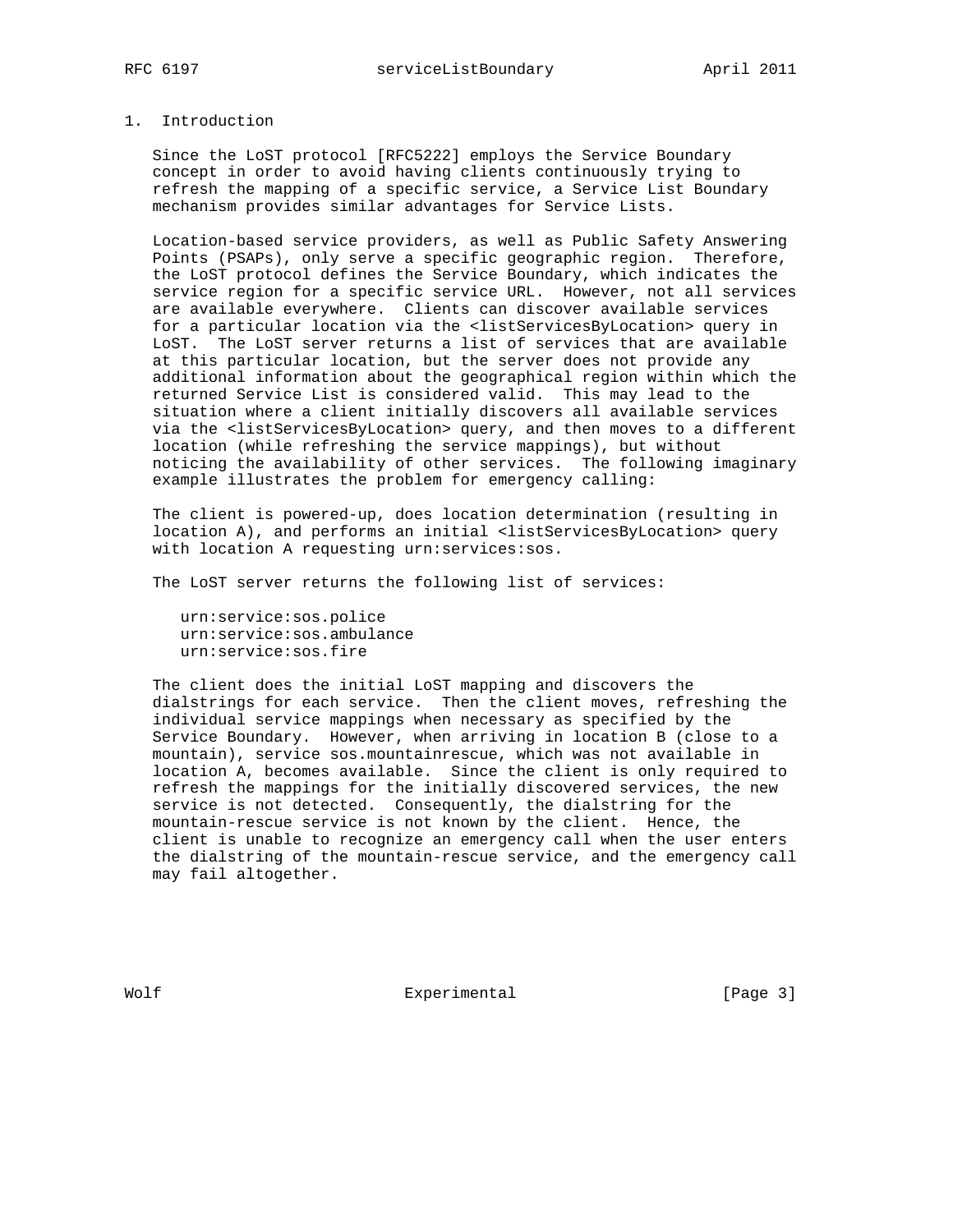# 1. Introduction

Since the LoST protocol [RFC5222] employs the Service Boundary concept in order to avoid having clients continuously trying to refresh the mapping of a specific service, a Service List Boundary mechanism provides similar advantages for Service Lists.

Location-based service providers, as well as Public Safety Answering Points (PSAPs), only serve a specific geographic region. Therefore, the LoST protocol defines the Service Boundary, which indicates the service region for a specific service URL. However, not all services are available everywhere. Clients can discover available services for a particular location via the <listServicesByLocation> query in LoST. The LoST server returns a list of services that are available at this particular location, but the server does not provide any additional information about the geographical region within which the returned Service List is considered valid. This may lead to the situation where a client initially discovers all available services via the <listServicesByLocation> query, and then moves to a different location (while refreshing the service mappings), but without noticing the availability of other services. The following imaginary example illustrates the problem for emergency calling:

The client is powered-up, does location determination (resulting in location A), and performs an initial <listServicesByLocation> query with location A requesting urn:services:sos.

The LoST server returns the following list of services:

```
urn:service:sos.police
urn:service:sos.ambulance
urn:service:sos.fire
```

The client does the initial LoST mapping and discovers the dialstrings for each service. Then the client moves, refreshing the individual service mappings when necessary as specified by the Service Boundary. However, when arriving in location B (close to a mountain), service sos.mountainrescue, which was not available in location A, becomes available. Since the client is only required to refresh the mappings for the initially discovered services, the new service is not detected. Consequently, the dialstring for the mountain-rescue service is not known by the client. Hence, the client is unable to recognize an emergency call when the user enters the dialstring of the mountain-rescue service, and the emergency call may fail altogether.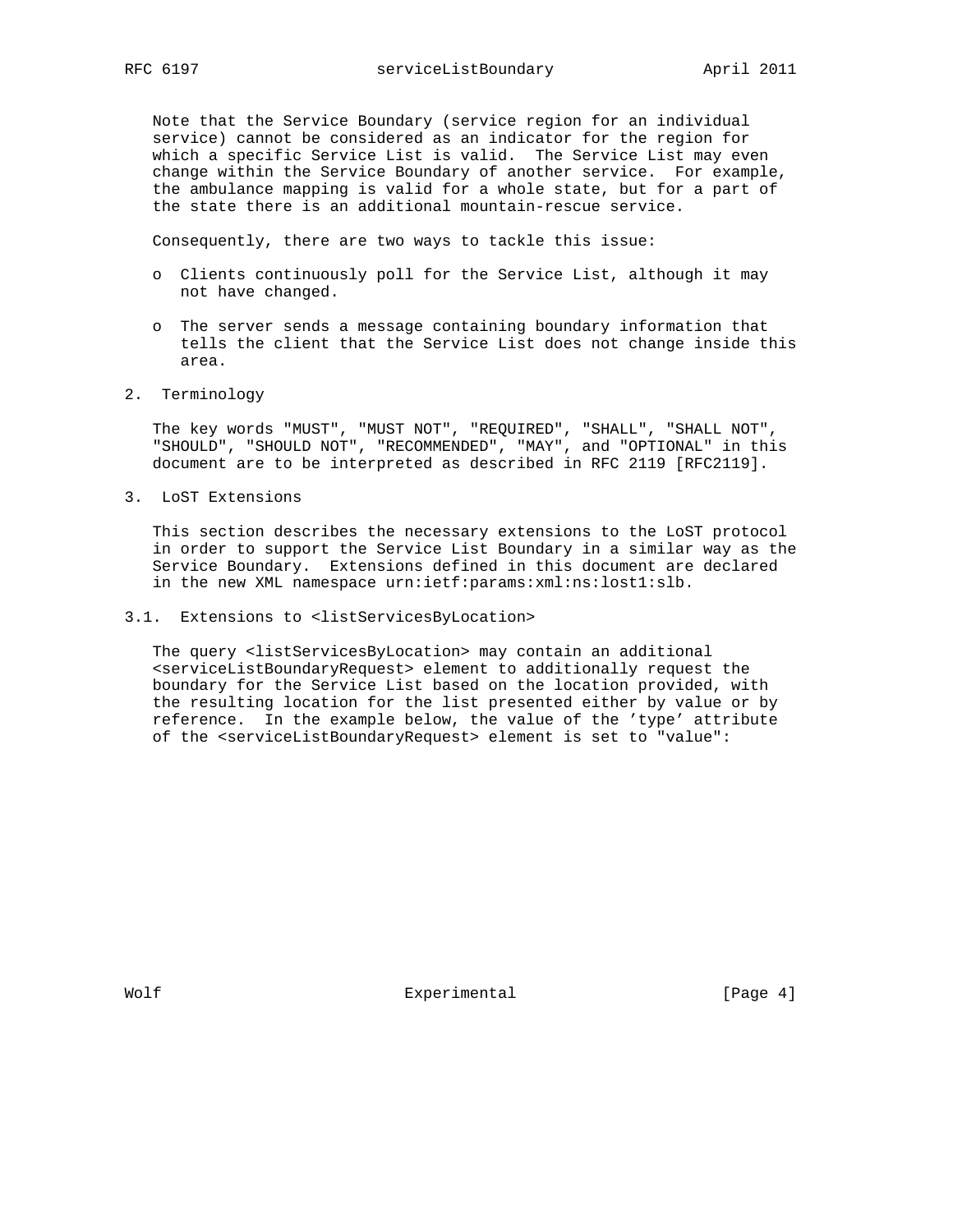Note that the Service Boundary (service region for an individual service) cannot be considered as an indicator for the region for which a specific Service List is valid. The Service List may even change within the Service Boundary of another service. For example, the ambulance mapping is valid for a whole state, but for a part of the state there is an additional mountain-rescue service.

Consequently, there are two ways to tackle this issue:

- Clients continuously poll for the Service List, although it may not have changed.
- The server sends a message containing boundary information that tells the client that the Service List does not change inside this area.

## 2. Terminology

The key words "MUST", "MUST NOT", "REQUIRED", "SHALL", "SHALL NOT", "SHOULD", "SHOULD NOT", "RECOMMENDED", "MAY", and "OPTIONAL" in this document are to be interpreted as described in RFC 2119 [RFC2119].

## 3. LoST Extensions

This section describes the necessary extensions to the LoST protocol in order to support the Service List Boundary in a similar way as the Service Boundary. Extensions defined in this document are declared in the new XML namespace urn:ietf:params:xml:ns:lost1:slb.

### 3.1. Extensions to <listServicesByLocation>

The query <listServicesByLocation> may contain an additional <serviceListBoundaryRequest> element to additionally request the boundary for the Service List based on the location provided, with the resulting location for the list presented either by value or by reference. In the example below, the value of the 'type' attribute of the <serviceListBoundaryRequest> element is set to "value":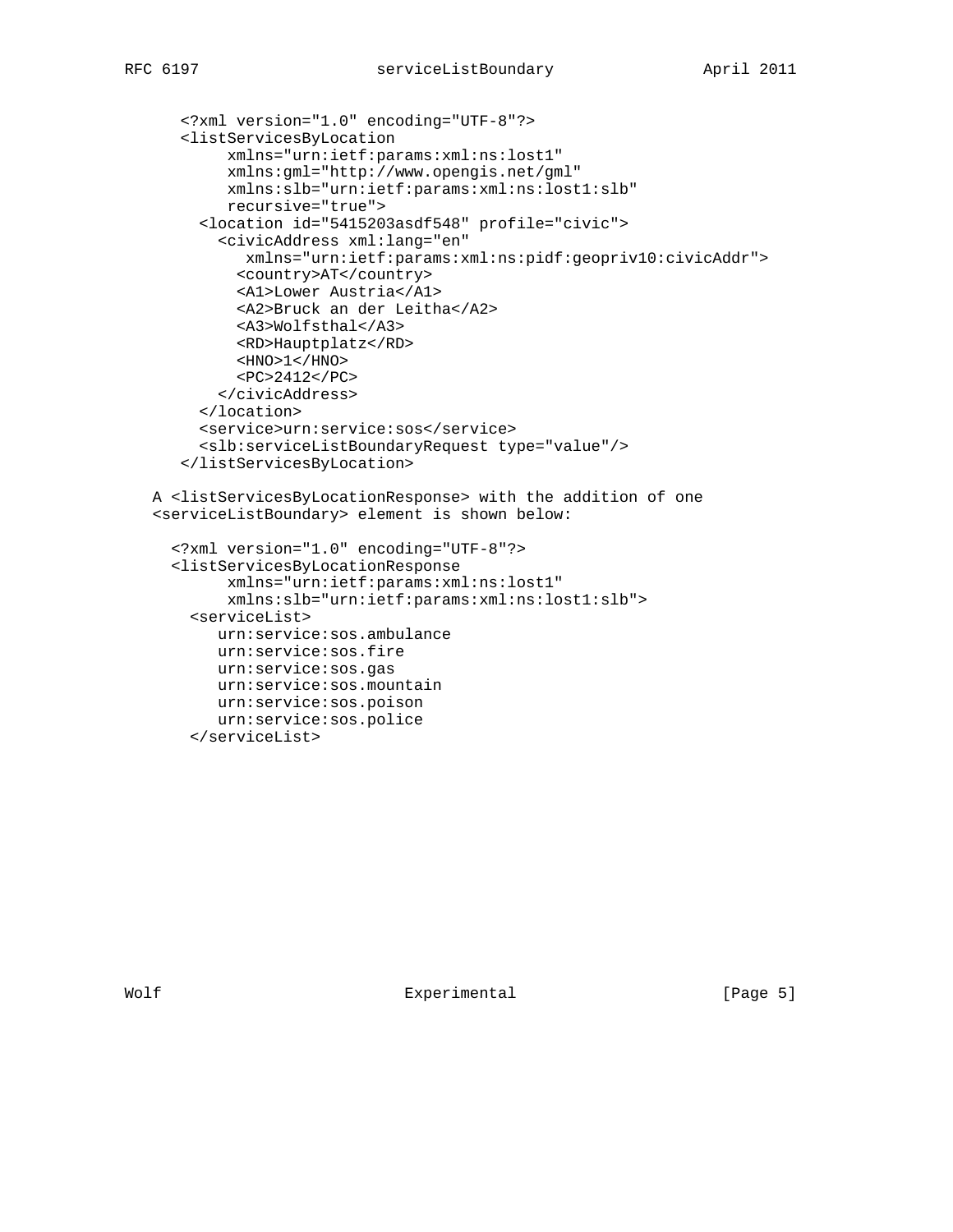```
<?xml version="1.0" encoding="UTF-8"?>
<listServicesByLocation
     xmlns="urn:ietf:params:xml:ns:lost1"
     xmlns:gml="http://www.opengis.net/gml"
     xmlns:slb="urn:ietf:params:xml:ns:lost1:slb"
     recursive="true">
  <location id="5415203asdf548" profile="civic">
    <civicAddress xml:lang="en"
       xmlns="urn:ietf:params:xml:ns:pidf:geopriv10:civicAddr">
      <country>AT</country>
      <A1>Lower Austria</A1>
      <A2>Bruck an der Leitha</A2>
      <A3>Wolfsthal</A3>
      <RD>Hauptplatz</RD>
      <HNO>1</HNO>
      <PC>2412</PC>
    </civicAddress>
  </location>
  <service>urn:service:sos</service>
  <slb:serviceListBoundaryRequest type="value"/>
</listServicesByLocation>
```

A <listServicesByLocationResponse> with the addition of one <serviceListBoundary> element is shown below:

```
<?xml version="1.0" encoding="UTF-8"?>
<listServicesByLocationResponse
      xmlns="urn:ietf:params:xml:ns:lost1"
      xmlns:slb="urn:ietf:params:xml:ns:lost1:slb">
  <serviceList>
     urn:service:sos.ambulance
     urn:service:sos.fire
     urn:service:sos.gas
     urn:service:sos.mountain
     urn:service:sos.poison
     urn:service:sos.police
  </serviceList>
```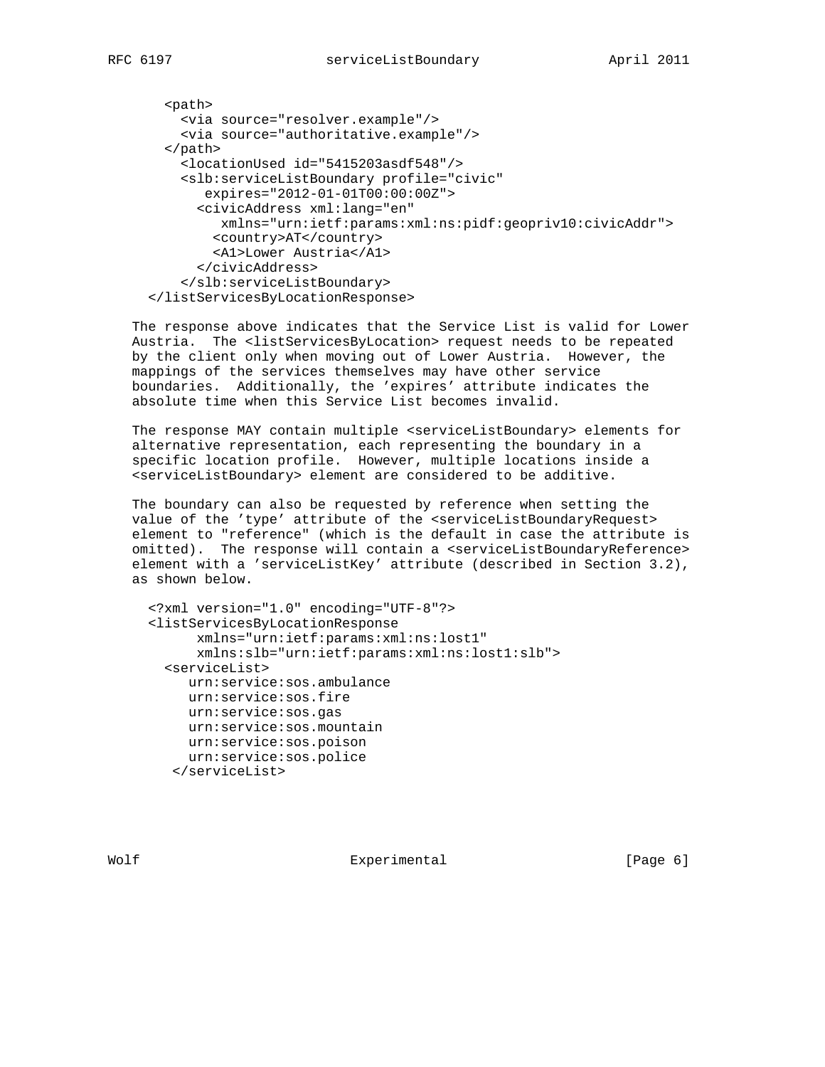```
  <path>
    <via source="resolver.example"/>
    <via source="authoritative.example"/>
  </path>
    <locationUsed id="5415203asdf548"/>
    <slb:serviceListBoundary profile="civic"
       expires="2012-01-01T00:00:00Z">
      <civicAddress xml:lang="en"
         xmlns="urn:ietf:params:xml:ns:pidf:geopriv10:civicAddr">
        <country>AT</country>
        <A1>Lower Austria</A1>
      </civicAddress>
    </slb:serviceListBoundary>
</listServicesByLocationResponse>
```

The response above indicates that the Service List is valid for Lower Austria. The <listServicesByLocation> request needs to be repeated by the client only when moving out of Lower Austria. However, the mappings of the services themselves may have other service boundaries. Additionally, the 'expires' attribute indicates the absolute time when this Service List becomes invalid.

The response MAY contain multiple <serviceListBoundary> elements for alternative representation, each representing the boundary in a specific location profile. However, multiple locations inside a <serviceListBoundary> element are considered to be additive.

The boundary can also be requested by reference when setting the value of the 'type' attribute of the <serviceListBoundaryRequest> element to "reference" (which is the default in case the attribute is omitted). The response will contain a <serviceListBoundaryReference> element with a 'serviceListKey' attribute (described in Section 3.2), as shown below.

```
<?xml version="1.0" encoding="UTF-8"?>
<listServicesByLocationResponse
      xmlns="urn:ietf:params:xml:ns:lost1"
      xmlns:slb="urn:ietf:params:xml:ns:lost1:slb">
  <serviceList>
     urn:service:sos.ambulance
     urn:service:sos.fire
     urn:service:sos.gas
     urn:service:sos.mountain
     urn:service:sos.poison
     urn:service:sos.police
   </serviceList>
```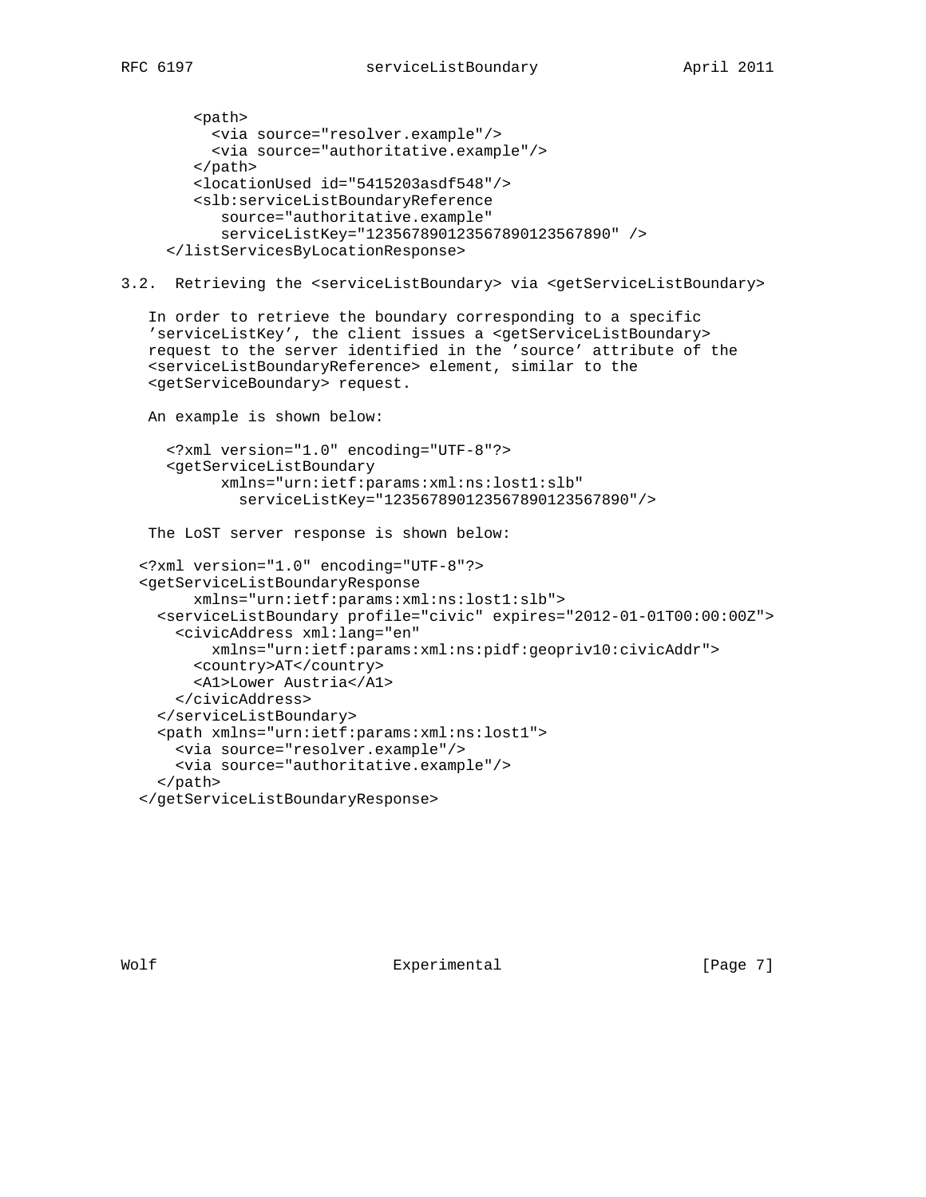```
        <path>
          <via source="resolver.example"/>
          <via source="authoritative.example"/>
        </path>
        <locationUsed id="5415203asdf548"/>
        <slb:serviceListBoundaryReference
           source="authoritative.example"
           serviceListKey="123567890123567890123567890" />
     </listServicesByLocationResponse>
```

### 3.2. Retrieving the <serviceListBoundary> via <getServiceListBoundary>

In order to retrieve the boundary corresponding to a specific 'serviceListKey', the client issues a <getServiceListBoundary> request to the server identified in the 'source' attribute of the <serviceListBoundaryReference> element, similar to the <getServiceBoundary> request.

An example is shown below:

```
     <?xml version="1.0" encoding="UTF-8"?>
     <getServiceListBoundary
           xmlns="urn:ietf:params:xml:ns:lost1:slb"
             serviceListKey="123567890123567890123567890"/>
```

The LoST server response is shown below:

```
  <?xml version="1.0" encoding="UTF-8"?>
  <getServiceListBoundaryResponse
        xmlns="urn:ietf:params:xml:ns:lost1:slb">
    <serviceListBoundary profile="civic" expires="2012-01-01T00:00:00Z">
      <civicAddress xml:lang="en"
          xmlns="urn:ietf:params:xml:ns:pidf:geopriv10:civicAddr">
        <country>AT</country>
        <A1>Lower Austria</A1>
      </civicAddress>
    </serviceListBoundary>
    <path xmlns="urn:ietf:params:xml:ns:lost1">
      <via source="resolver.example"/>
      <via source="authoritative.example"/>
    </path>
  </getServiceListBoundaryResponse>
```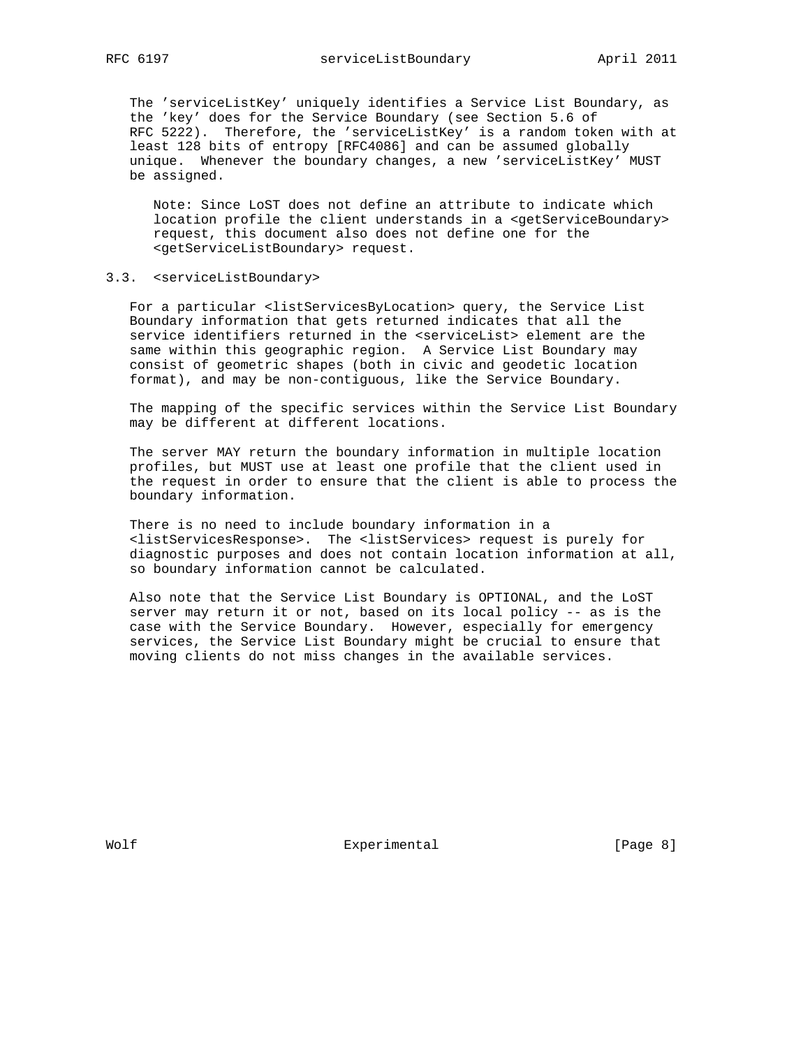The 'serviceListKey' uniquely identifies a Service List Boundary, as the 'key' does for the Service Boundary (see Section 5.6 of RFC 5222). Therefore, the 'serviceListKey' is a random token with at least 128 bits of entropy [RFC4086] and can be assumed globally unique. Whenever the boundary changes, a new 'serviceListKey' MUST be assigned.

> Note: Since LoST does not define an attribute to indicate which location profile the client understands in a <getServiceBoundary> request, this document also does not define one for the <getServiceListBoundary> request.

### 3.3. <serviceListBoundary>

For a particular <listServicesByLocation> query, the Service List Boundary information that gets returned indicates that all the service identifiers returned in the <serviceList> element are the same within this geographic region. A Service List Boundary may consist of geometric shapes (both in civic and geodetic location format), and may be non-contiguous, like the Service Boundary.

The mapping of the specific services within the Service List Boundary may be different at different locations.

The server MAY return the boundary information in multiple location profiles, but MUST use at least one profile that the client used in the request in order to ensure that the client is able to process the boundary information.

There is no need to include boundary information in a <listServicesResponse>. The <listServices> request is purely for diagnostic purposes and does not contain location information at all, so boundary information cannot be calculated.

Also note that the Service List Boundary is OPTIONAL, and the LoST server may return it or not, based on its local policy -- as is the case with the Service Boundary. However, especially for emergency services, the Service List Boundary might be crucial to ensure that moving clients do not miss changes in the available services.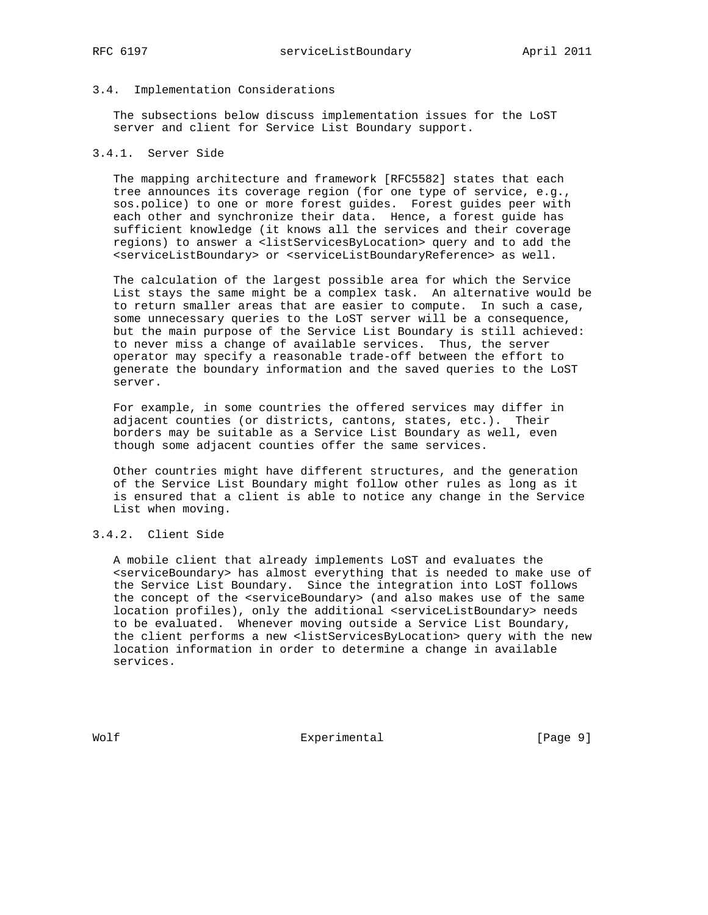### 3.4. Implementation Considerations

The subsections below discuss implementation issues for the LoST server and client for Service List Boundary support.

#### 3.4.1. Server Side

The mapping architecture and framework [RFC5582] states that each tree announces its coverage region (for one type of service, e.g., sos.police) to one or more forest guides. Forest guides peer with each other and synchronize their data. Hence, a forest guide has sufficient knowledge (it knows all the services and their coverage regions) to answer a <listServicesByLocation> query and to add the <serviceListBoundary> or <serviceListBoundaryReference> as well.

The calculation of the largest possible area for which the Service List stays the same might be a complex task. An alternative would be to return smaller areas that are easier to compute. In such a case, some unnecessary queries to the LoST server will be a consequence, but the main purpose of the Service List Boundary is still achieved: to never miss a change of available services. Thus, the server operator may specify a reasonable trade-off between the effort to generate the boundary information and the saved queries to the LoST server.

For example, in some countries the offered services may differ in adjacent counties (or districts, cantons, states, etc.). Their borders may be suitable as a Service List Boundary as well, even though some adjacent counties offer the same services.

Other countries might have different structures, and the generation of the Service List Boundary might follow other rules as long as it is ensured that a client is able to notice any change in the Service List when moving.

#### 3.4.2. Client Side

A mobile client that already implements LoST and evaluates the <serviceBoundary> has almost everything that is needed to make use of the Service List Boundary. Since the integration into LoST follows the concept of the <serviceBoundary> (and also makes use of the same location profiles), only the additional <serviceListBoundary> needs to be evaluated. Whenever moving outside a Service List Boundary, the client performs a new <listServicesByLocation> query with the new location information in order to determine a change in available services.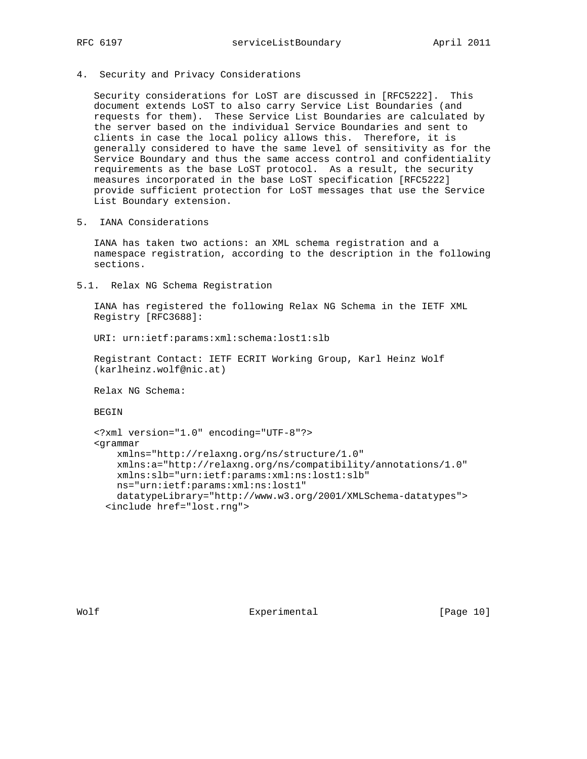## 4. Security and Privacy Considerations

Security considerations for LoST are discussed in [RFC5222]. This document extends LoST to also carry Service List Boundaries (and requests for them). These Service List Boundaries are calculated by the server based on the individual Service Boundaries and sent to clients in case the local policy allows this. Therefore, it is generally considered to have the same level of sensitivity as for the Service Boundary and thus the same access control and confidentiality requirements as the base LoST protocol. As a result, the security measures incorporated in the base LoST specification [RFC5222] provide sufficient protection for LoST messages that use the Service List Boundary extension.

## 5. IANA Considerations

IANA has taken two actions: an XML schema registration and a namespace registration, according to the description in the following sections.

### 5.1. Relax NG Schema Registration

IANA has registered the following Relax NG Schema in the IETF XML Registry [RFC3688]:

URI: urn:ietf:params:xml:schema:lost1:slb

Registrant Contact: IETF ECRIT Working Group, Karl Heinz Wolf (karlheinz.wolf@nic.at)

Relax NG Schema:

BEGIN

```
<?xml version="1.0" encoding="UTF-8"?>
<grammar
    xmlns="http://relaxng.org/ns/structure/1.0"
    xmlns:a="http://relaxng.org/ns/compatibility/annotations/1.0"
    xmlns:slb="urn:ietf:params:xml:ns:lost1:slb"
    ns="urn:ietf:params:xml:ns:lost1"
    datatypeLibrary="http://www.w3.org/2001/XMLSchema-datatypes">
  <include href="lost.rng">
```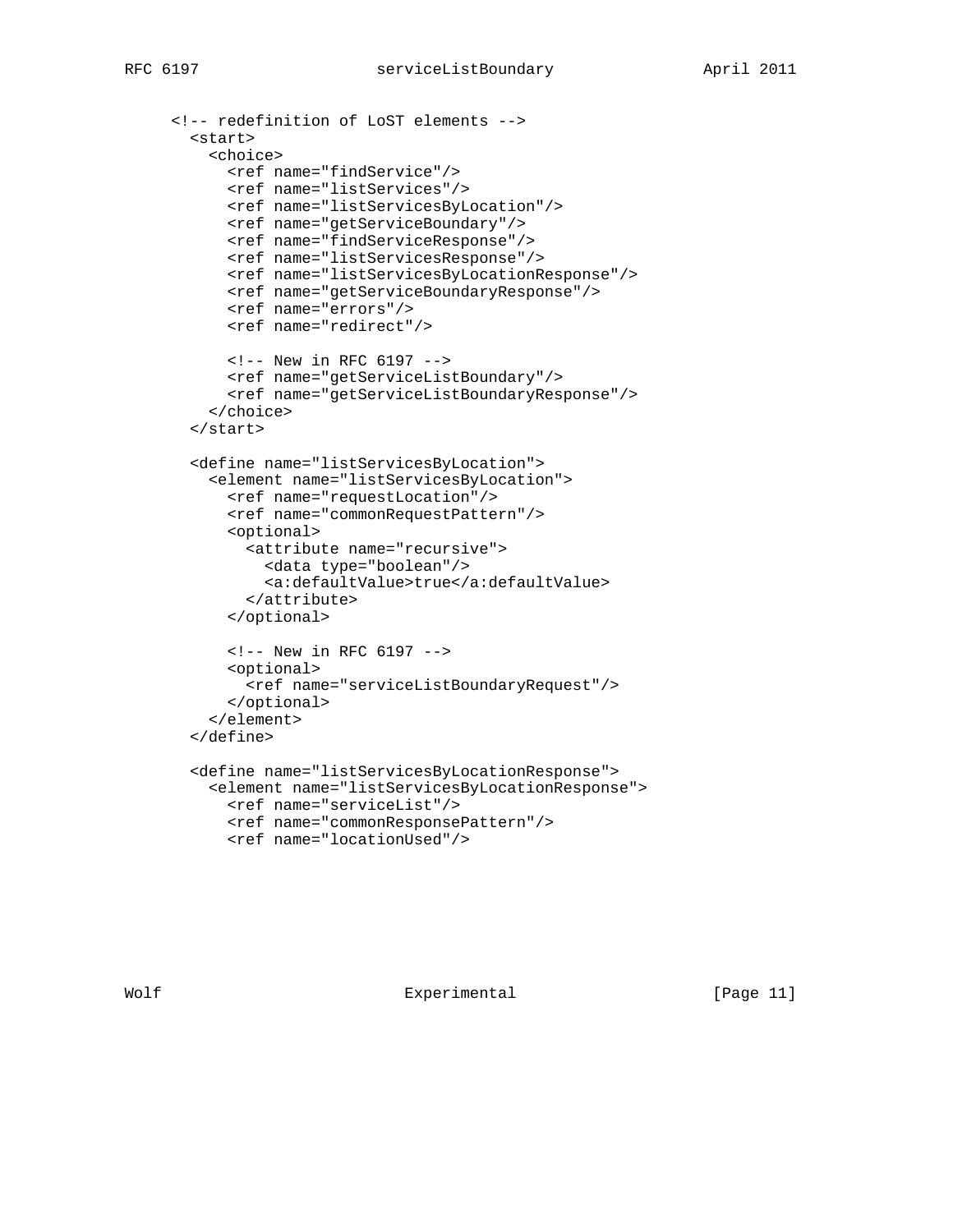```
<!-- redefinition of LoST elements -->
  <start>
    <choice>
      <ref name="findService"/>
      <ref name="listServices"/>
      <ref name="listServicesByLocation"/>
      <ref name="getServiceBoundary"/>
      <ref name="findServiceResponse"/>
      <ref name="listServicesResponse"/>
      <ref name="listServicesByLocationResponse"/>
      <ref name="getServiceBoundaryResponse"/>
      <ref name="errors"/>
      <ref name="redirect"/>

      <!-- New in RFC 6197 -->
      <ref name="getServiceListBoundary"/>
      <ref name="getServiceListBoundaryResponse"/>
    </choice>
  </start>

  <define name="listServicesByLocation">
    <element name="listServicesByLocation">
      <ref name="requestLocation"/>
      <ref name="commonRequestPattern"/>
      <optional>
        <attribute name="recursive">
          <data type="boolean"/>
          <a:defaultValue>true</a:defaultValue>
        </attribute>
      </optional>

      <!-- New in RFC 6197 -->
      <optional>
        <ref name="serviceListBoundaryRequest"/>
      </optional>
    </element>
  </define>

  <define name="listServicesByLocationResponse">
    <element name="listServicesByLocationResponse">
      <ref name="serviceList"/>
      <ref name="commonResponsePattern"/>
      <ref name="locationUsed"/>
```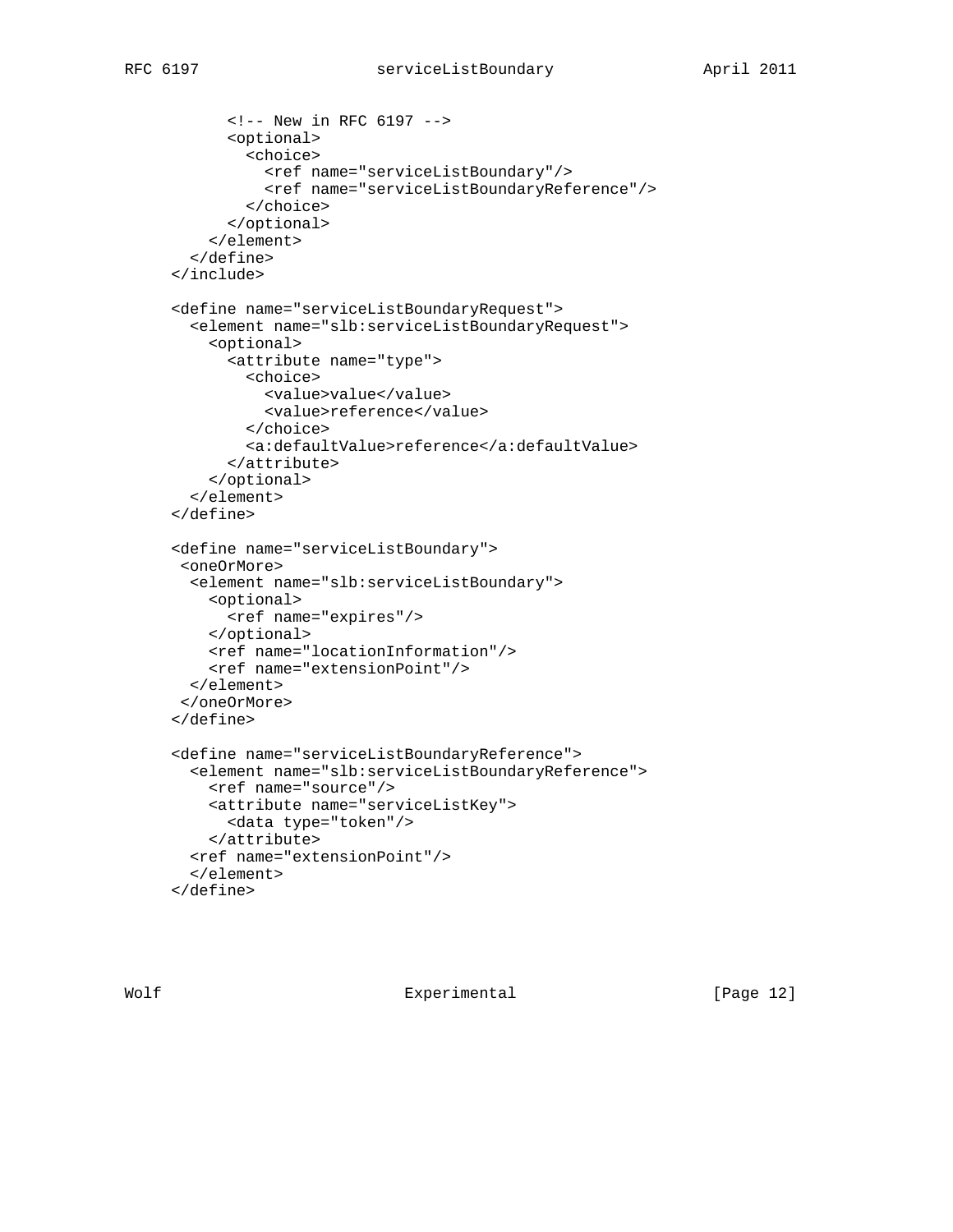```
          <!-- New in RFC 6197 -->
          <optional>
            <choice>
              <ref name="serviceListBoundary"/>
              <ref name="serviceListBoundaryReference"/>
            </choice>
          </optional>
        </element>
      </define>
    </include>

    <define name="serviceListBoundaryRequest">
      <element name="slb:serviceListBoundaryRequest">
        <optional>
          <attribute name="type">
            <choice>
              <value>value</value>
              <value>reference</value>
            </choice>
            <a:defaultValue>reference</a:defaultValue>
          </attribute>
        </optional>
      </element>
    </define>

    <define name="serviceListBoundary">
     <oneOrMore>
      <element name="slb:serviceListBoundary">
        <optional>
          <ref name="expires"/>
        </optional>
        <ref name="locationInformation"/>
        <ref name="extensionPoint"/>
      </element>
     </oneOrMore>
    </define>

    <define name="serviceListBoundaryReference">
      <element name="slb:serviceListBoundaryReference">
        <ref name="source"/>
        <attribute name="serviceListKey">
          <data type="token"/>
        </attribute>
      <ref name="extensionPoint"/>
      </element>
    </define>
```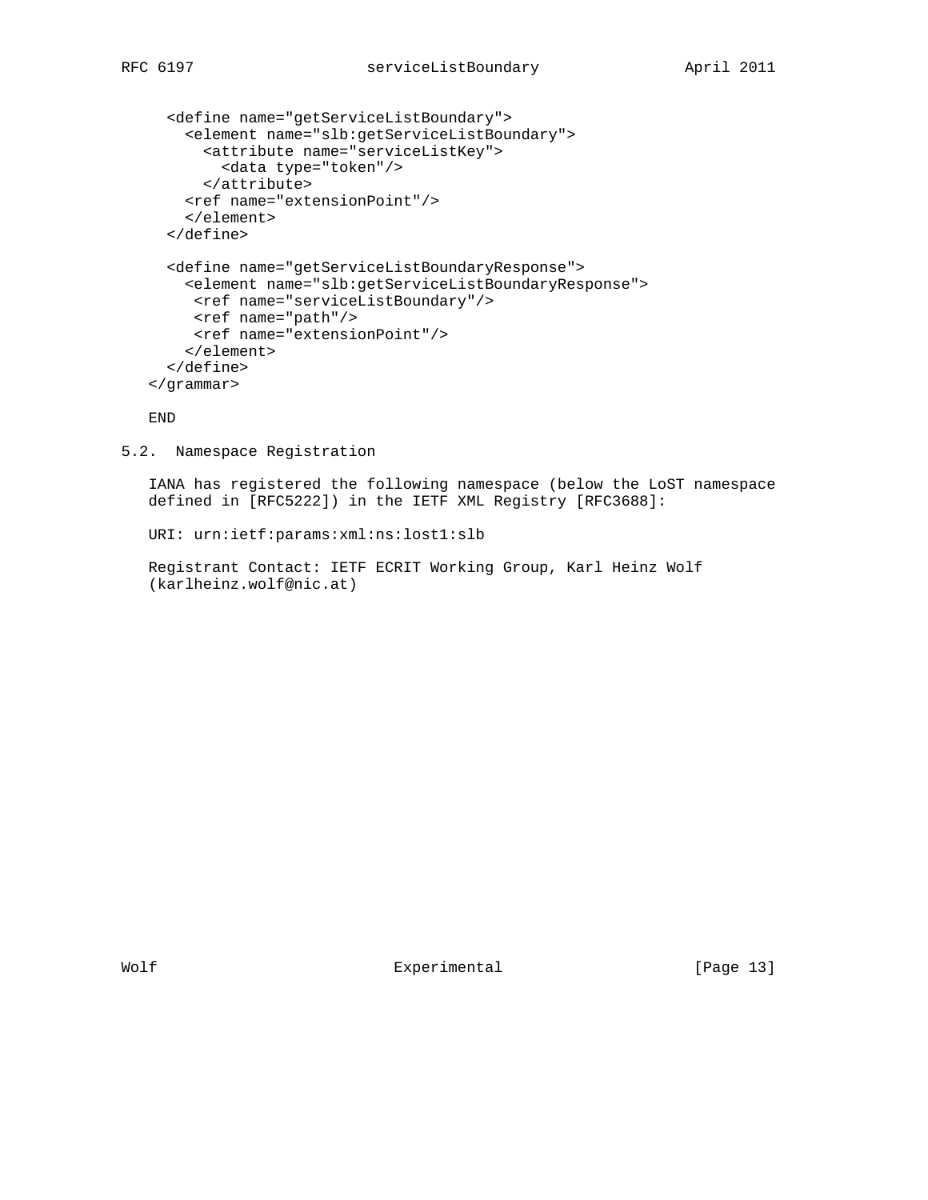```
  <define name="getServiceListBoundary">
    <element name="slb:getServiceListBoundary">
      <attribute name="serviceListKey">
        <data type="token"/>
      </attribute>
    <ref name="extensionPoint"/>
    </element>
  </define>

  <define name="getServiceListBoundaryResponse">
    <element name="slb:getServiceListBoundaryResponse">
     <ref name="serviceListBoundary"/>
     <ref name="path"/>
     <ref name="extensionPoint"/>
    </element>
  </define>
</grammar>

END
```

### 5.2. Namespace Registration

IANA has registered the following namespace (below the LoST namespace defined in [RFC5222]) in the IETF XML Registry [RFC3688]:

URI: urn:ietf:params:xml:ns:lost1:slb

Registrant Contact: IETF ECRIT Working Group, Karl Heinz Wolf (karlheinz.wolf@nic.at)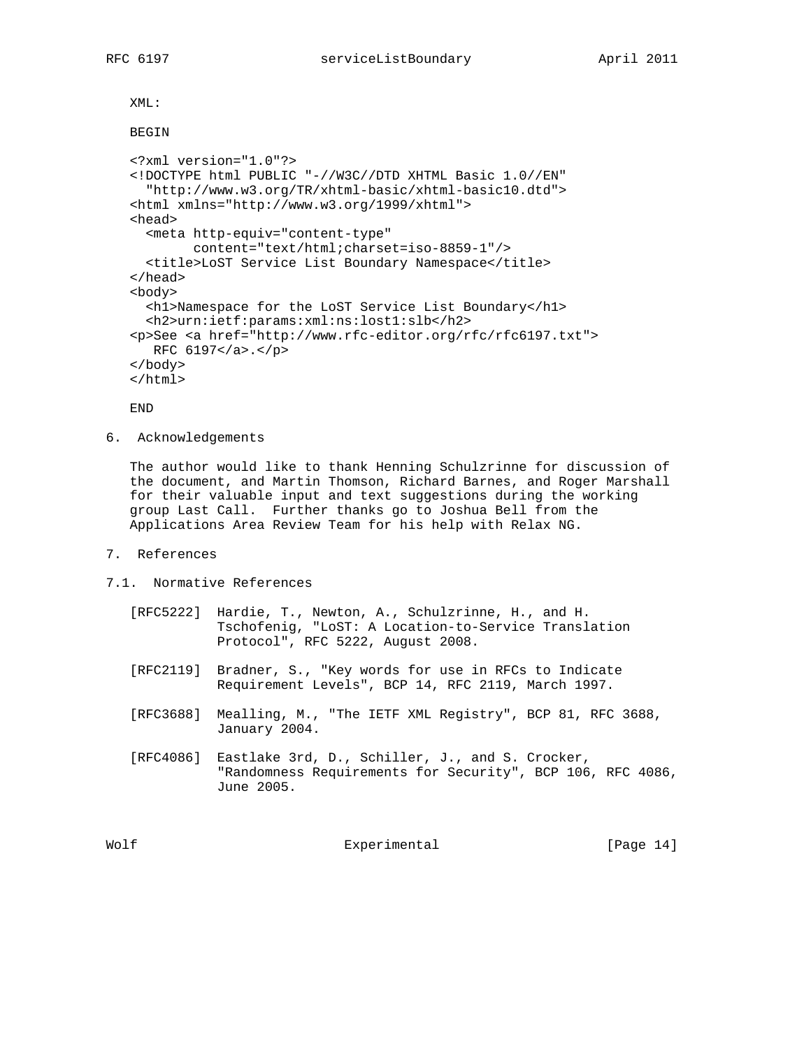XML:

BEGIN

```
<?xml version="1.0"?>
<!DOCTYPE html PUBLIC "-//W3C//DTD XHTML Basic 1.0//EN"
  "http://www.w3.org/TR/xhtml-basic/xhtml-basic10.dtd">
<html xmlns="http://www.w3.org/1999/xhtml">
<head>
  <meta http-equiv="content-type"
        content="text/html;charset=iso-8859-1"/>
  <title>LoST Service List Boundary Namespace</title>
</head>
<body>
  <h1>Namespace for the LoST Service List Boundary</h1>
  <h2>urn:ietf:params:xml:ns:lost1:slb</h2>
<p>See <a href="http://www.rfc-editor.org/rfc/rfc6197.txt">
   RFC 6197</a>.</p>
</body>
</html>
```

END

## 6. Acknowledgements

The author would like to thank Henning Schulzrinne for discussion of the document, and Martin Thomson, Richard Barnes, and Roger Marshall for their valuable input and text suggestions during the working group Last Call. Further thanks go to Joshua Bell from the Applications Area Review Team for his help with Relax NG.

## 7. References

### 7.1. Normative References

[RFC5222] Hardie, T., Newton, A., Schulzrinne, H., and H. Tschofenig, "LoST: A Location-to-Service Translation Protocol", RFC 5222, August 2008.

[RFC2119] Bradner, S., "Key words for use in RFCs to Indicate Requirement Levels", BCP 14, RFC 2119, March 1997.

[RFC3688] Mealling, M., "The IETF XML Registry", BCP 81, RFC 3688, January 2004.

[RFC4086] Eastlake 3rd, D., Schiller, J., and S. Crocker, "Randomness Requirements for Security", BCP 106, RFC 4086, June 2005.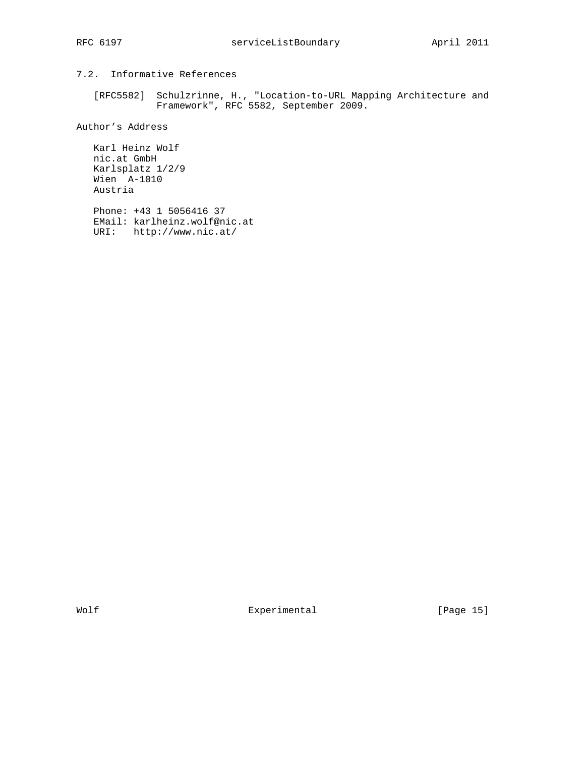## 7.2. Informative References

[RFC5582] Schulzrinne, H., "Location-to-URL Mapping Architecture and Framework", RFC 5582, September 2009.

## Author's Address

Karl Heinz Wolf
nic.at GmbH
Karlsplatz 1/2/9
Wien A-1010
Austria

Phone: +43 1 5056416 37
EMail: karlheinz.wolf@nic.at
URI: http://www.nic.at/